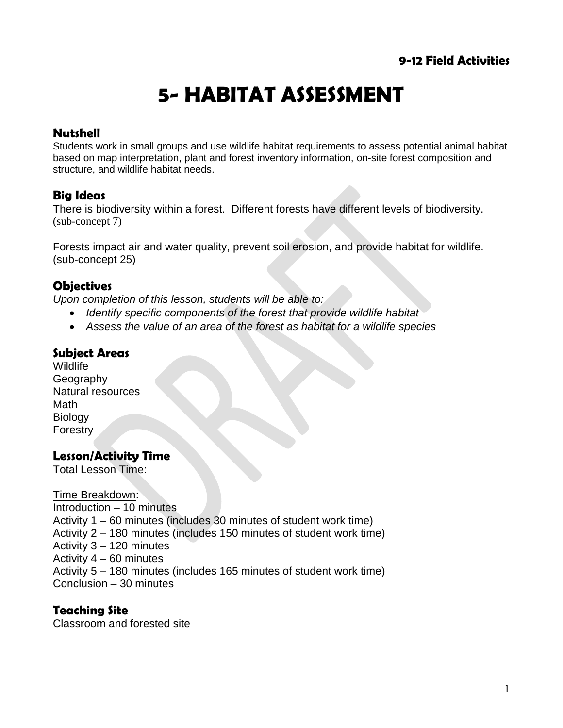**9-12 Field Activities**

# 5- HABITAT ASSESSMENT

## Nutshell

Students work in small groups and use wildlife habitat requirements to assess potential animal habitat based on map interpretation, plant and forest inventory information, on-site forest composition and structure, and wildlife habitat needs.

## Big Ideas

There is biodiversity within a forest. Different forests have different levels of biodiversity. (sub-concept 7)

Forests impact air and water quality, prevent soil erosion, and provide habitat for wildlife. (sub-concept 25)

## Objectives

*Upon completion of this lesson, students will be able to:*

- *Identify specific components of the forest that provide wildlife habitat*
- *Assess the value of an area of the forest as habitat for a wildlife species*

## Subject Areas

Wildlife
Geography
Natural resources
Math
Biology
Forestry

## Lesson/Activity Time

Total Lesson Time:

Time Breakdown:
Introduction – 10 minutes
Activity 1 – 60 minutes (includes 30 minutes of student work time)
Activity 2 – 180 minutes (includes 150 minutes of student work time)
Activity 3 – 120 minutes
Activity 4 – 60 minutes
Activity 5 – 180 minutes (includes 165 minutes of student work time)
Conclusion – 30 minutes

## Teaching Site

Classroom and forested site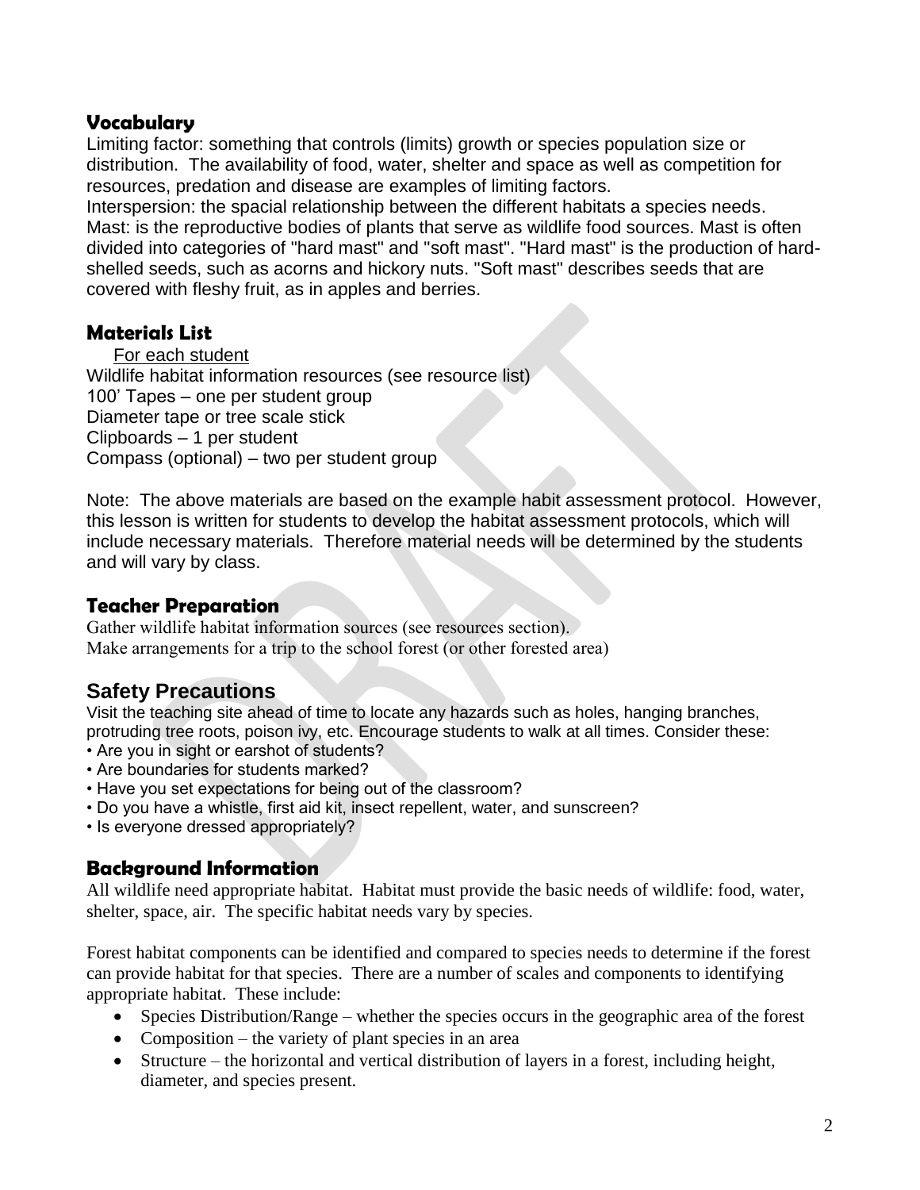## Vocabulary

Limiting factor: something that controls (limits) growth or species population size or distribution. The availability of food, water, shelter and space as well as competition for resources, predation and disease are examples of limiting factors.

Interspersion: the spacial relationship between the different habitats a species needs.

Mast: is the reproductive bodies of plants that serve as wildlife food sources. Mast is often divided into categories of "hard mast" and "soft mast". "Hard mast" is the production of hard-shelled seeds, such as acorns and hickory nuts. "Soft mast" describes seeds that are covered with fleshy fruit, as in apples and berries.

## Materials List

For each student

Wildlife habitat information resources (see resource list)
100' Tapes – one per student group
Diameter tape or tree scale stick
Clipboards – 1 per student
Compass (optional) – two per student group

Note: The above materials are based on the example habit assessment protocol. However, this lesson is written for students to develop the habitat assessment protocols, which will include necessary materials. Therefore material needs will be determined by the students and will vary by class.

## Teacher Preparation

Gather wildlife habitat information sources (see resources section).
Make arrangements for a trip to the school forest (or other forested area)

## Safety Precautions

Visit the teaching site ahead of time to locate any hazards such as holes, hanging branches, protruding tree roots, poison ivy, etc. Encourage students to walk at all times. Consider these:

- Are you in sight or earshot of students?
- Are boundaries for students marked?
- Have you set expectations for being out of the classroom?
- Do you have a whistle, first aid kit, insect repellent, water, and sunscreen?
- Is everyone dressed appropriately?

## Background Information

All wildlife need appropriate habitat. Habitat must provide the basic needs of wildlife: food, water, shelter, space, air. The specific habitat needs vary by species.

Forest habitat components can be identified and compared to species needs to determine if the forest can provide habitat for that species. There are a number of scales and components to identifying appropriate habitat. These include:

- Species Distribution/Range – whether the species occurs in the geographic area of the forest
- Composition – the variety of plant species in an area
- Structure – the horizontal and vertical distribution of layers in a forest, including height, diameter, and species present.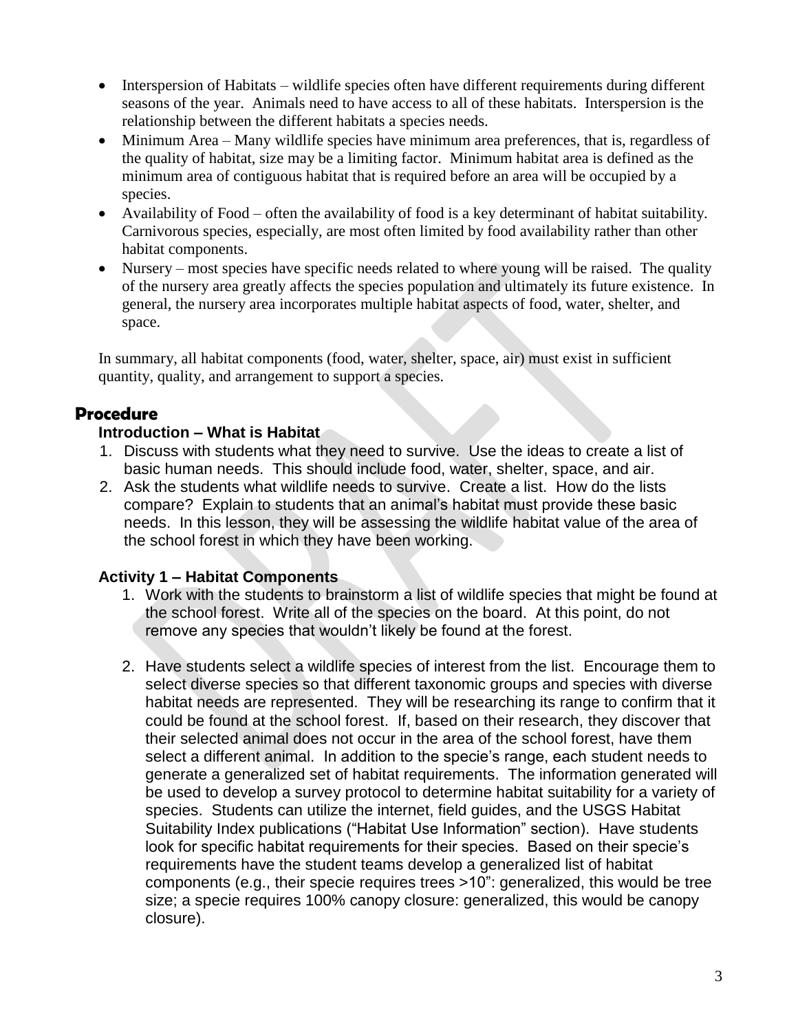- Interspersion of Habitats – wildlife species often have different requirements during different seasons of the year. Animals need to have access to all of these habitats. Interspersion is the relationship between the different habitats a species needs.
- Minimum Area – Many wildlife species have minimum area preferences, that is, regardless of the quality of habitat, size may be a limiting factor. Minimum habitat area is defined as the minimum area of contiguous habitat that is required before an area will be occupied by a species.
- Availability of Food – often the availability of food is a key determinant of habitat suitability. Carnivorous species, especially, are most often limited by food availability rather than other habitat components.
- Nursery – most species have specific needs related to where young will be raised. The quality of the nursery area greatly affects the species population and ultimately its future existence. In general, the nursery area incorporates multiple habitat aspects of food, water, shelter, and space.

In summary, all habitat components (food, water, shelter, space, air) must exist in sufficient quantity, quality, and arrangement to support a species.

## Procedure

### Introduction – What is Habitat

1. Discuss with students what they need to survive. Use the ideas to create a list of basic human needs. This should include food, water, shelter, space, and air.
2. Ask the students what wildlife needs to survive. Create a list. How do the lists compare? Explain to students that an animal's habitat must provide these basic needs. In this lesson, they will be assessing the wildlife habitat value of the area of the school forest in which they have been working.

### Activity 1 – Habitat Components

1. Work with the students to brainstorm a list of wildlife species that might be found at the school forest. Write all of the species on the board. At this point, do not remove any species that wouldn't likely be found at the forest.

2. Have students select a wildlife species of interest from the list. Encourage them to select diverse species so that different taxonomic groups and species with diverse habitat needs are represented. They will be researching its range to confirm that it could be found at the school forest. If, based on their research, they discover that their selected animal does not occur in the area of the school forest, have them select a different animal. In addition to the specie's range, each student needs to generate a generalized set of habitat requirements. The information generated will be used to develop a survey protocol to determine habitat suitability for a variety of species. Students can utilize the internet, field guides, and the USGS Habitat Suitability Index publications ("Habitat Use Information" section). Have students look for specific habitat requirements for their species. Based on their specie's requirements have the student teams develop a generalized list of habitat components (e.g., their specie requires trees >10": generalized, this would be tree size; a specie requires 100% canopy closure: generalized, this would be canopy closure).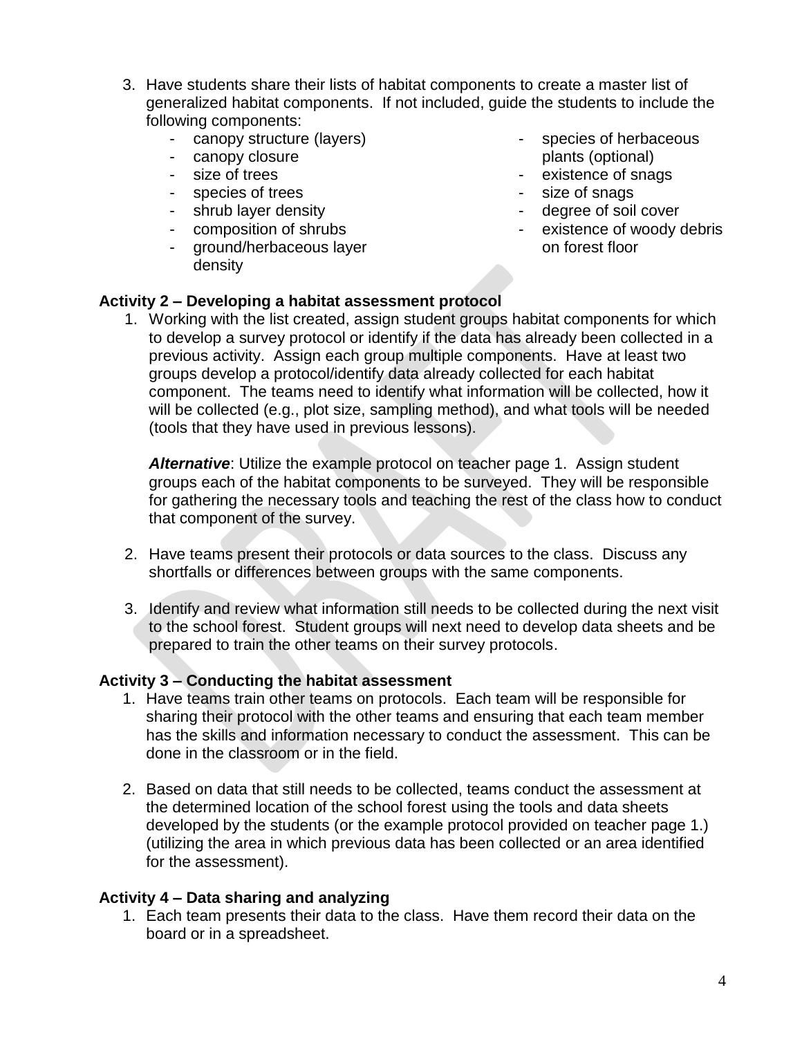3. Have students share their lists of habitat components to create a master list of generalized habitat components. If not included, guide the students to include the following components:
   - canopy structure (layers)
   - canopy closure
   - size of trees
   - species of trees
   - shrub layer density
   - composition of shrubs
   - ground/herbaceous layer density
   - species of herbaceous plants (optional)
   - existence of snags
   - size of snags
   - degree of soil cover
   - existence of woody debris on forest floor

**Activity 2 – Developing a habitat assessment protocol**

1. Working with the list created, assign student groups habitat components for which to develop a survey protocol or identify if the data has already been collected in a previous activity. Assign each group multiple components. Have at least two groups develop a protocol/identify data already collected for each habitat component. The teams need to identify what information will be collected, how it will be collected (e.g., plot size, sampling method), and what tools will be needed (tools that they have used in previous lessons).

   ***Alternative***: Utilize the example protocol on teacher page 1. Assign student groups each of the habitat components to be surveyed. They will be responsible for gathering the necessary tools and teaching the rest of the class how to conduct that component of the survey.

2. Have teams present their protocols or data sources to the class. Discuss any shortfalls or differences between groups with the same components.

3. Identify and review what information still needs to be collected during the next visit to the school forest. Student groups will next need to develop data sheets and be prepared to train the other teams on their survey protocols.

**Activity 3 – Conducting the habitat assessment**

1. Have teams train other teams on protocols. Each team will be responsible for sharing their protocol with the other teams and ensuring that each team member has the skills and information necessary to conduct the assessment. This can be done in the classroom or in the field.

2. Based on data that still needs to be collected, teams conduct the assessment at the determined location of the school forest using the tools and data sheets developed by the students (or the example protocol provided on teacher page 1.) (utilizing the area in which previous data has been collected or an area identified for the assessment).

**Activity 4 – Data sharing and analyzing**

1. Each team presents their data to the class. Have them record their data on the board or in a spreadsheet.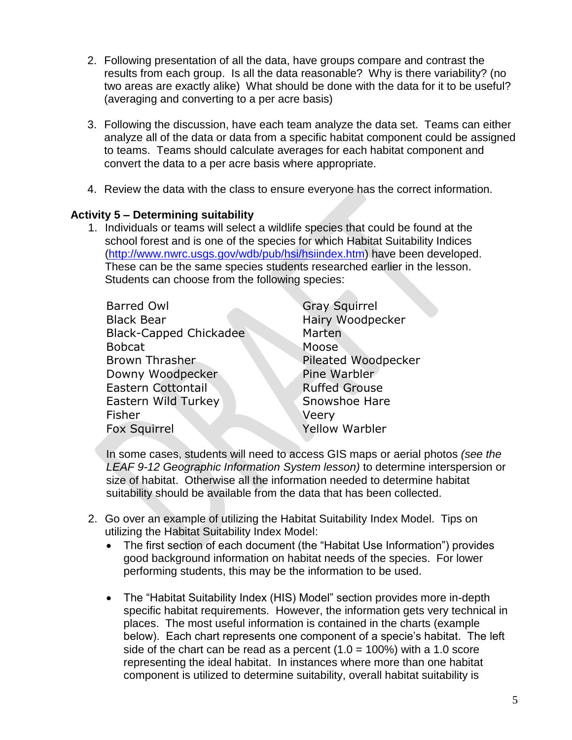2. Following presentation of all the data, have groups compare and contrast the results from each group. Is all the data reasonable? Why is there variability? (no two areas are exactly alike) What should be done with the data for it to be useful? (averaging and converting to a per acre basis)

3. Following the discussion, have each team analyze the data set. Teams can either analyze all of the data or data from a specific habitat component could be assigned to teams. Teams should calculate averages for each habitat component and convert the data to a per acre basis where appropriate.

4. Review the data with the class to ensure everyone has the correct information.

**Activity 5 – Determining suitability**

1. Individuals or teams will select a wildlife species that could be found at the school forest and is one of the species for which Habitat Suitability Indices (http://www.nwrc.usgs.gov/wdb/pub/hsi/hsiindex.htm) have been developed. These can be the same species students researched earlier in the lesson. Students can choose from the following species:

   Barred Owl
   Black Bear
   Black-Capped Chickadee
   Bobcat
   Brown Thrasher
   Downy Woodpecker
   Eastern Cottontail
   Eastern Wild Turkey
   Fisher
   Fox Squirrel
   Gray Squirrel
   Hairy Woodpecker
   Marten
   Moose
   Pileated Woodpecker
   Pine Warbler
   Ruffed Grouse
   Snowshoe Hare
   Veery
   Yellow Warbler

   In some cases, students will need to access GIS maps or aerial photos *(see the LEAF 9-12 Geographic Information System lesson)* to determine interspersion or size of habitat. Otherwise all the information needed to determine habitat suitability should be available from the data that has been collected.

2. Go over an example of utilizing the Habitat Suitability Index Model. Tips on utilizing the Habitat Suitability Index Model:
   - The first section of each document (the "Habitat Use Information") provides good background information on habitat needs of the species. For lower performing students, this may be the information to be used.

   - The "Habitat Suitability Index (HIS) Model" section provides more in-depth specific habitat requirements. However, the information gets very technical in places. The most useful information is contained in the charts (example below). Each chart represents one component of a specie's habitat. The left side of the chart can be read as a percent (1.0 = 100%) with a 1.0 score representing the ideal habitat. In instances where more than one habitat component is utilized to determine suitability, overall habitat suitability is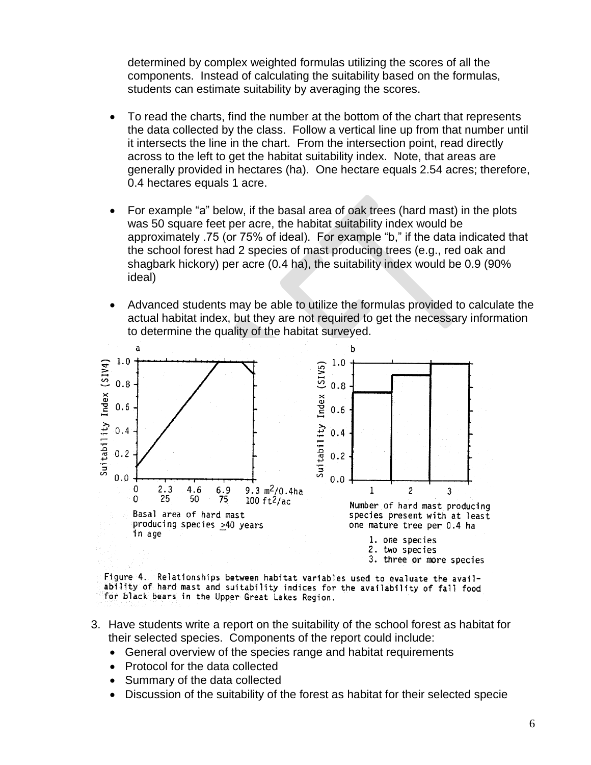determined by complex weighted formulas utilizing the scores of all the components. Instead of calculating the suitability based on the formulas, students can estimate suitability by averaging the scores.

- To read the charts, find the number at the bottom of the chart that represents the data collected by the class. Follow a vertical line up from that number until it intersects the line in the chart. From the intersection point, read directly across to the left to get the habitat suitability index. Note, that areas are generally provided in hectares (ha). One hectare equals 2.54 acres; therefore, 0.4 hectares equals 1 acre.

- For example "a" below, if the basal area of oak trees (hard mast) in the plots was 50 square feet per acre, the habitat suitability index would be approximately .75 (or 75% of ideal). For example "b," if the data indicated that the school forest had 2 species of mast producing trees (e.g., red oak and shagbark hickory) per acre (0.4 ha), the suitability index would be 0.9 (90% ideal)

- Advanced students may be able to utilize the formulas provided to calculate the actual habitat index, but they are not required to get the necessary information to determine the quality of the habitat surveyed.

Figure 4. Relationships between habitat variables used to evaluate the availability of hard mast and suitability indices for the availability of fall food for black bears in the Upper Great Lakes Region.

3. Have students write a report on the suitability of the school forest as habitat for their selected species. Components of the report could include:
   - General overview of the species range and habitat requirements
   - Protocol for the data collected
   - Summary of the data collected
   - Discussion of the suitability of the forest as habitat for their selected specie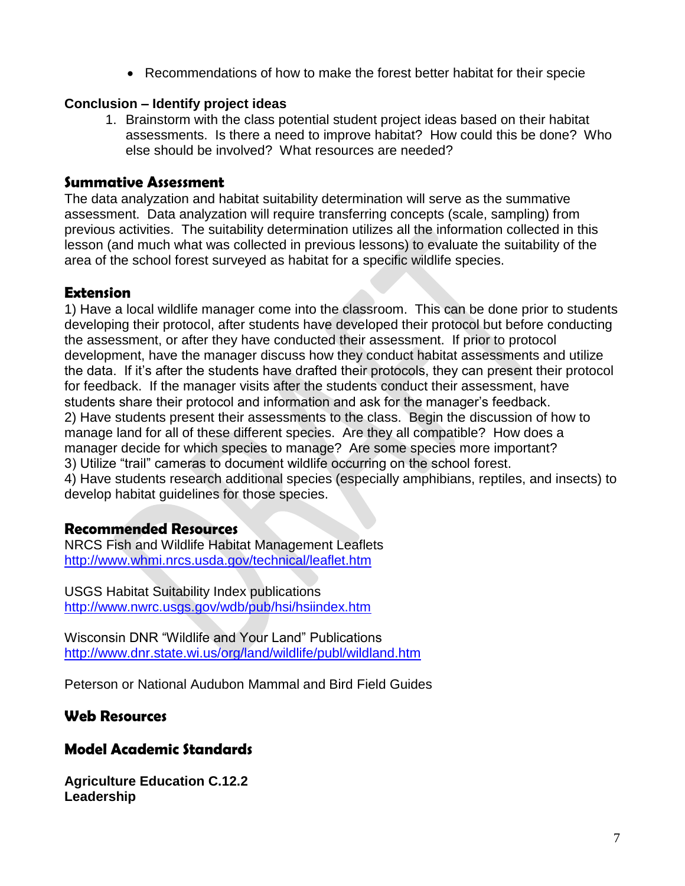- Recommendations of how to make the forest better habitat for their specie

**Conclusion – Identify project ideas**

1. Brainstorm with the class potential student project ideas based on their habitat assessments. Is there a need to improve habitat? How could this be done? Who else should be involved? What resources are needed?

## Summative Assessment

The data analyzation and habitat suitability determination will serve as the summative assessment. Data analyzation will require transferring concepts (scale, sampling) from previous activities. The suitability determination utilizes all the information collected in this lesson (and much what was collected in previous lessons) to evaluate the suitability of the area of the school forest surveyed as habitat for a specific wildlife species.

## Extension

1) Have a local wildlife manager come into the classroom. This can be done prior to students developing their protocol, after students have developed their protocol but before conducting the assessment, or after they have conducted their assessment. If prior to protocol development, have the manager discuss how they conduct habitat assessments and utilize the data. If it's after the students have drafted their protocols, they can present their protocol for feedback. If the manager visits after the students conduct their assessment, have students share their protocol and information and ask for the manager's feedback.
2) Have students present their assessments to the class. Begin the discussion of how to manage land for all of these different species. Are they all compatible? How does a manager decide for which species to manage? Are some species more important?
3) Utilize "trail" cameras to document wildlife occurring on the school forest.
4) Have students research additional species (especially amphibians, reptiles, and insects) to develop habitat guidelines for those species.

## Recommended Resources

NRCS Fish and Wildlife Habitat Management Leaflets
http://www.whmi.nrcs.usda.gov/technical/leaflet.htm

USGS Habitat Suitability Index publications
http://www.nwrc.usgs.gov/wdb/pub/hsi/hsiindex.htm

Wisconsin DNR "Wildlife and Your Land" Publications
http://www.dnr.state.wi.us/org/land/wildlife/publ/wildland.htm

Peterson or National Audubon Mammal and Bird Field Guides

## Web Resources

## Model Academic Standards

**Agriculture Education C.12.2**
**Leadership**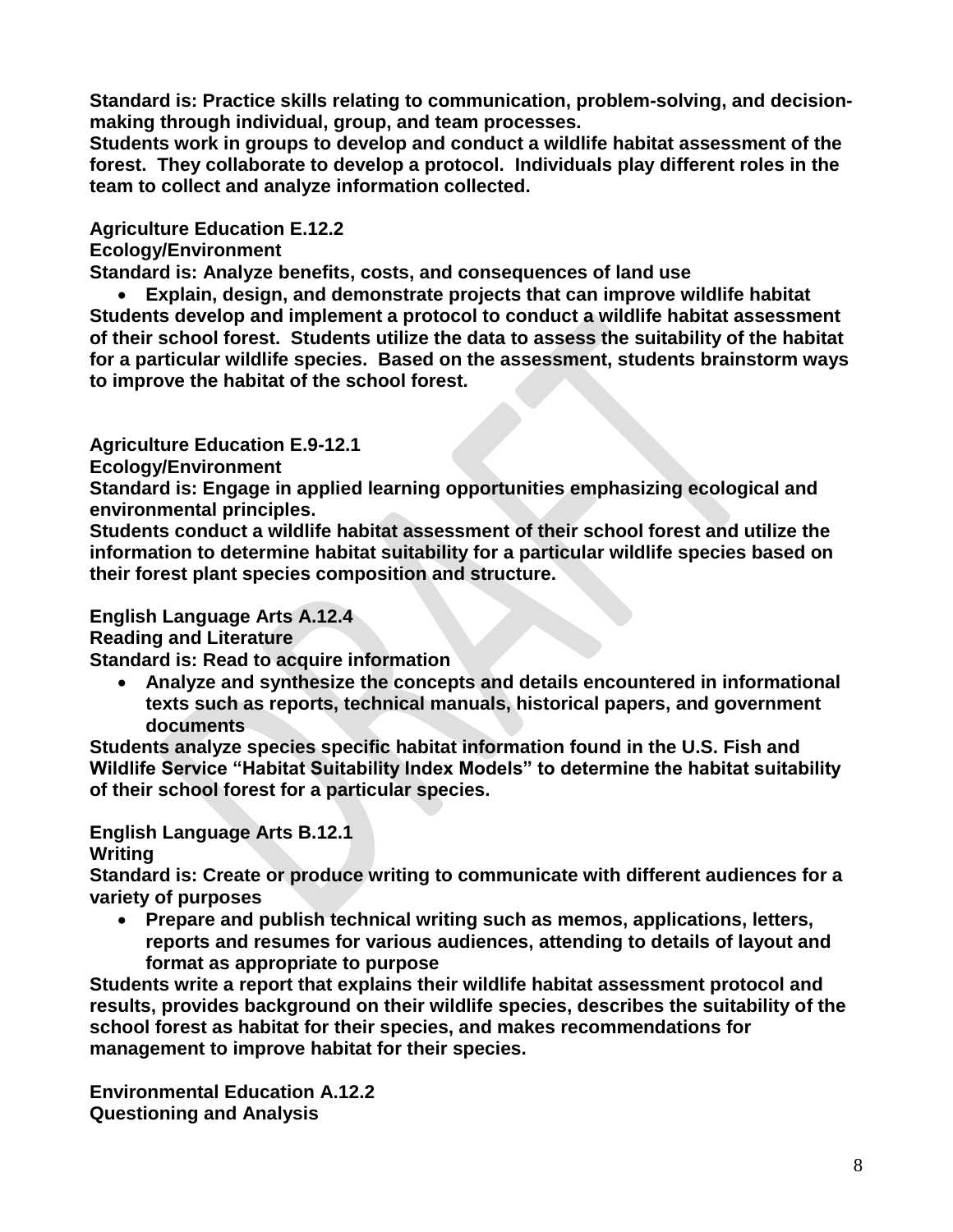**Standard is: Practice skills relating to communication, problem-solving, and decision-making through individual, group, and team processes.**
**Students work in groups to develop and conduct a wildlife habitat assessment of the forest. They collaborate to develop a protocol. Individuals play different roles in the team to collect and analyze information collected.**

**Agriculture Education E.12.2**
**Ecology/Environment**
**Standard is: Analyze benefits, costs, and consequences of land use**

- **Explain, design, and demonstrate projects that can improve wildlife habitat**

**Students develop and implement a protocol to conduct a wildlife habitat assessment of their school forest. Students utilize the data to assess the suitability of the habitat for a particular wildlife species. Based on the assessment, students brainstorm ways to improve the habitat of the school forest.**

**Agriculture Education E.9-12.1**
**Ecology/Environment**
**Standard is: Engage in applied learning opportunities emphasizing ecological and environmental principles.**
**Students conduct a wildlife habitat assessment of their school forest and utilize the information to determine habitat suitability for a particular wildlife species based on their forest plant species composition and structure.**

**English Language Arts A.12.4**
**Reading and Literature**
**Standard is: Read to acquire information**

- **Analyze and synthesize the concepts and details encountered in informational texts such as reports, technical manuals, historical papers, and government documents**

**Students analyze species specific habitat information found in the U.S. Fish and Wildlife Service "Habitat Suitability Index Models" to determine the habitat suitability of their school forest for a particular species.**

**English Language Arts B.12.1**
**Writing**
**Standard is: Create or produce writing to communicate with different audiences for a variety of purposes**

- **Prepare and publish technical writing such as memos, applications, letters, reports and resumes for various audiences, attending to details of layout and format as appropriate to purpose**

**Students write a report that explains their wildlife habitat assessment protocol and results, provides background on their wildlife species, describes the suitability of the school forest as habitat for their species, and makes recommendations for management to improve habitat for their species.**

**Environmental Education A.12.2**
**Questioning and Analysis**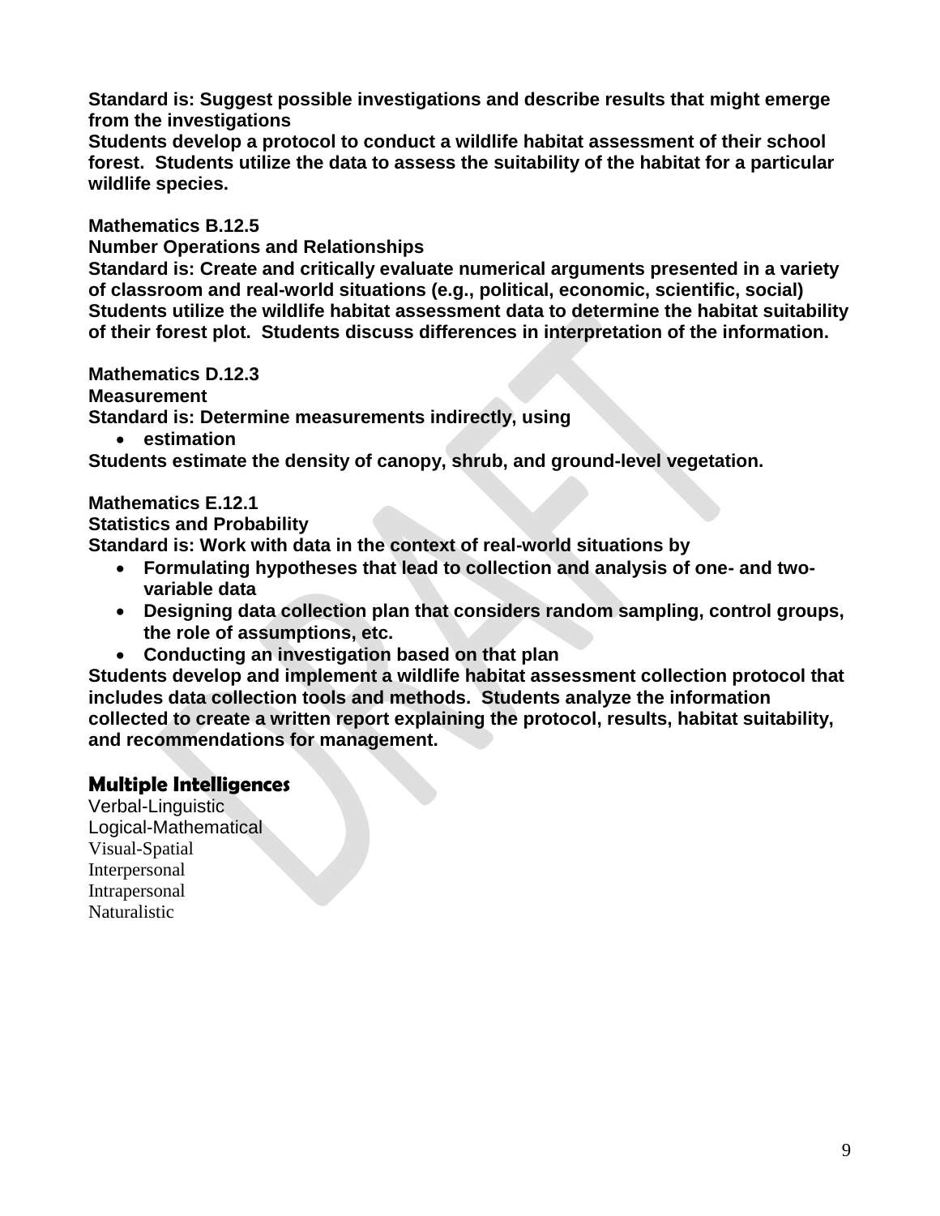**Standard is: Suggest possible investigations and describe results that might emerge from the investigations**
**Students develop a protocol to conduct a wildlife habitat assessment of their school forest. Students utilize the data to assess the suitability of the habitat for a particular wildlife species.**

**Mathematics B.12.5**
**Number Operations and Relationships**
**Standard is: Create and critically evaluate numerical arguments presented in a variety of classroom and real-world situations (e.g., political, economic, scientific, social)**
**Students utilize the wildlife habitat assessment data to determine the habitat suitability of their forest plot. Students discuss differences in interpretation of the information.**

**Mathematics D.12.3**
**Measurement**
**Standard is: Determine measurements indirectly, using**

- **estimation**

**Students estimate the density of canopy, shrub, and ground-level vegetation.**

**Mathematics E.12.1**
**Statistics and Probability**
**Standard is: Work with data in the context of real-world situations by**

- **Formulating hypotheses that lead to collection and analysis of one- and two-variable data**
- **Designing data collection plan that considers random sampling, control groups, the role of assumptions, etc.**
- **Conducting an investigation based on that plan**

**Students develop and implement a wildlife habitat assessment collection protocol that includes data collection tools and methods. Students analyze the information collected to create a written report explaining the protocol, results, habitat suitability, and recommendations for management.**

## Multiple Intelligences

Verbal-Linguistic
Logical-Mathematical
Visual-Spatial
Interpersonal
Intrapersonal
Naturalistic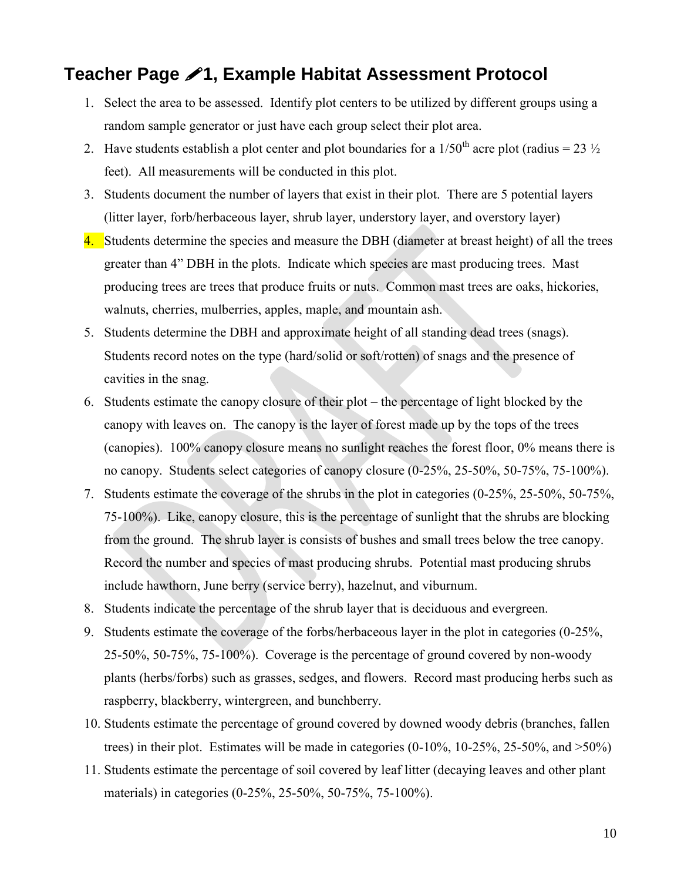## Teacher Page ✐1, Example Habitat Assessment Protocol

1. Select the area to be assessed. Identify plot centers to be utilized by different groups using a random sample generator or just have each group select their plot area.
2. Have students establish a plot center and plot boundaries for a 1/50th acre plot (radius = 23 ½ feet). All measurements will be conducted in this plot.
3. Students document the number of layers that exist in their plot. There are 5 potential layers (litter layer, forb/herbaceous layer, shrub layer, understory layer, and overstory layer)
4. Students determine the species and measure the DBH (diameter at breast height) of all the trees greater than 4" DBH in the plots. Indicate which species are mast producing trees. Mast producing trees are trees that produce fruits or nuts. Common mast trees are oaks, hickories, walnuts, cherries, mulberries, apples, maple, and mountain ash.
5. Students determine the DBH and approximate height of all standing dead trees (snags). Students record notes on the type (hard/solid or soft/rotten) of snags and the presence of cavities in the snag.
6. Students estimate the canopy closure of their plot – the percentage of light blocked by the canopy with leaves on. The canopy is the layer of forest made up by the tops of the trees (canopies). 100% canopy closure means no sunlight reaches the forest floor, 0% means there is no canopy. Students select categories of canopy closure (0-25%, 25-50%, 50-75%, 75-100%).
7. Students estimate the coverage of the shrubs in the plot in categories (0-25%, 25-50%, 50-75%, 75-100%). Like, canopy closure, this is the percentage of sunlight that the shrubs are blocking from the ground. The shrub layer is consists of bushes and small trees below the tree canopy. Record the number and species of mast producing shrubs. Potential mast producing shrubs include hawthorn, June berry (service berry), hazelnut, and viburnum.
8. Students indicate the percentage of the shrub layer that is deciduous and evergreen.
9. Students estimate the coverage of the forbs/herbaceous layer in the plot in categories (0-25%, 25-50%, 50-75%, 75-100%). Coverage is the percentage of ground covered by non-woody plants (herbs/forbs) such as grasses, sedges, and flowers. Record mast producing herbs such as raspberry, blackberry, wintergreen, and bunchberry.
10. Students estimate the percentage of ground covered by downed woody debris (branches, fallen trees) in their plot. Estimates will be made in categories (0-10%, 10-25%, 25-50%, and >50%)
11. Students estimate the percentage of soil covered by leaf litter (decaying leaves and other plant materials) in categories (0-25%, 25-50%, 50-75%, 75-100%).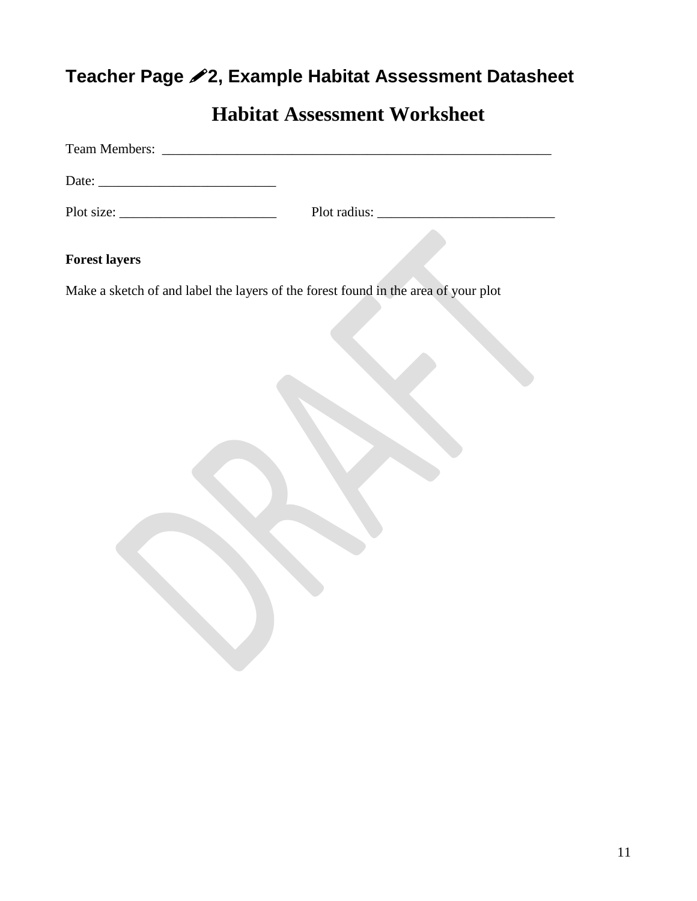## Teacher Page ✏2, Example Habitat Assessment Datasheet

# Habitat Assessment Worksheet

Team Members: ____________________________________________________________

Date: ___________________________

Plot size: ________________________ Plot radius: ___________________________

**Forest layers**

Make a sketch of and label the layers of the forest found in the area of your plot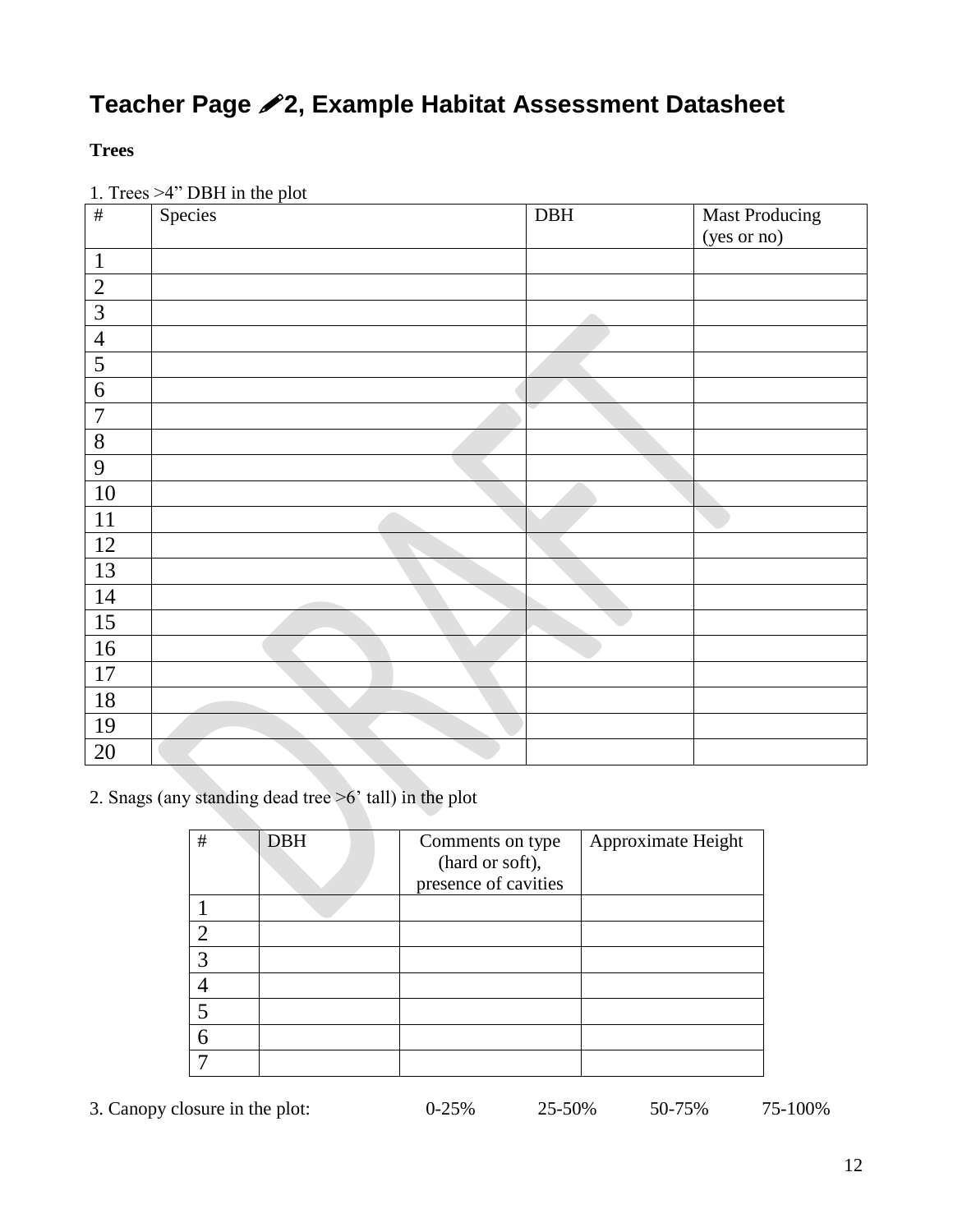# Teacher Page ✏2, Example Habitat Assessment Datasheet

**Trees**

1. Trees >4" DBH in the plot

| # | Species | DBH | Mast Producing (yes or no) |
|---|---|---|---|
| 1 | | | |
| 2 | | | |
| 3 | | | |
| 4 | | | |
| 5 | | | |
| 6 | | | |
| 7 | | | |
| 8 | | | |
| 9 | | | |
| 10 | | | |
| 11 | | | |
| 12 | | | |
| 13 | | | |
| 14 | | | |
| 15 | | | |
| 16 | | | |
| 17 | | | |
| 18 | | | |
| 19 | | | |
| 20 | | | |

2. Snags (any standing dead tree >6' tall) in the plot

| # | DBH | Comments on type (hard or soft), presence of cavities | Approximate Height |
|---|---|---|---|
| 1 | | | |
| 2 | | | |
| 3 | | | |
| 4 | | | |
| 5 | | | |
| 6 | | | |
| 7 | | | |

3. Canopy closure in the plot: 0-25% 25-50% 50-75% 75-100%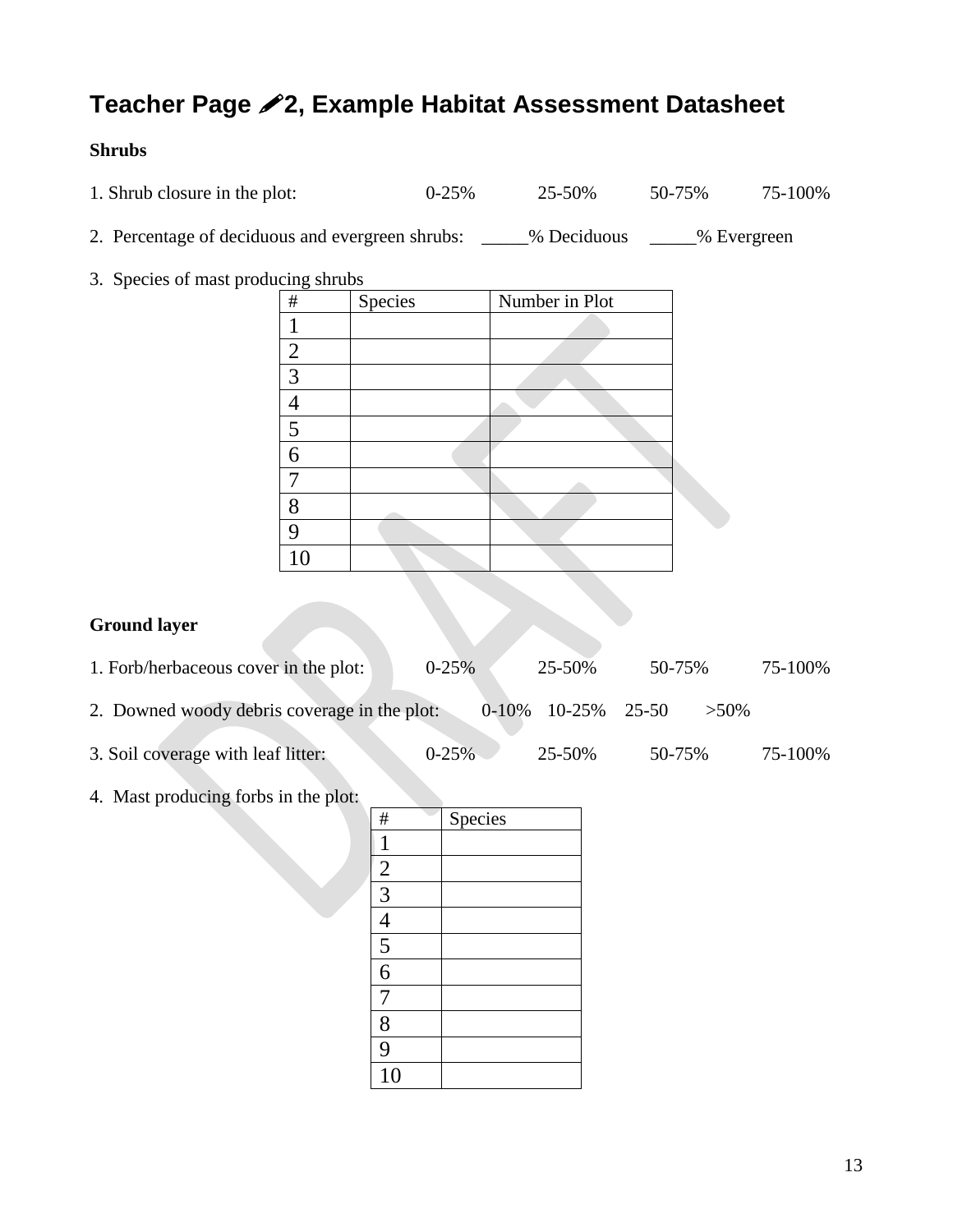## Teacher Page ✏2, Example Habitat Assessment Datasheet

**Shrubs**

1. Shrub closure in the plot: 0-25% 25-50% 50-75% 75-100%

2. Percentage of deciduous and evergreen shrubs: _____% Deciduous _____% Evergreen

3. Species of mast producing shrubs

| # | Species | Number in Plot |
|---|---|---|
| 1 | | |
| 2 | | |
| 3 | | |
| 4 | | |
| 5 | | |
| 6 | | |
| 7 | | |
| 8 | | |
| 9 | | |
| 10 | | |

**Ground layer**

1. Forb/herbaceous cover in the plot: 0-25% 25-50% 50-75% 75-100%

2. Downed woody debris coverage in the plot: 0-10% 10-25% 25-50 >50%

3. Soil coverage with leaf litter: 0-25% 25-50% 50-75% 75-100%

4. Mast producing forbs in the plot:

| # | Species |
|---|---|
| 1 | |
| 2 | |
| 3 | |
| 4 | |
| 5 | |
| 6 | |
| 7 | |
| 8 | |
| 9 | |
| 10 | |